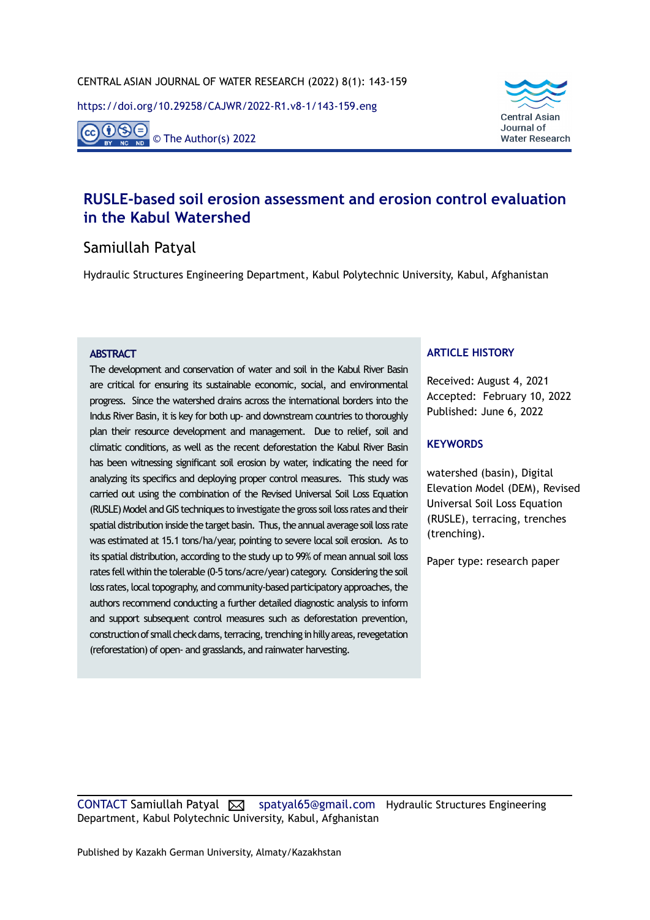CENTRAL ASIAN JOURNAL OF WATER RESEARCH (2022) 8(1): 143-159

https://doi.org/10.29258/CAJWR/2022-R1.v8-1/143-159.eng

© The Author(s) 2022

# RUSLE-based soil erosion assessment and erosion control evaluation in the Kabul Watershed

Samiullah Patyal

Hydraulic Structures Engineering Department, Kabul Polytechnic University, Kabul, Afghanistan

## ABSTRACT

The development and conservation of water and soil in the Kabul River Basin are critical for ensuring its sustainable economic, social, and environmental progress. Since the watershed drains across the international borders into the Indus River Basin, it is key for both up- and downstream countries to thoroughly plan their resource development and management. Due to relief, soil and climatic conditions, as well as the recent deforestation the Kabul River Basin has been witnessing significant soil erosion by water, indicating the need for analyzing its specifics and deploying proper control measures. This study was carried out using the combination of the Revised Universal Soil Loss Equation (RUSLE) Model and GIS techniques to investigate the gross soil loss rates and their spatial distribution inside the target basin. Thus, the annual average soil loss rate was estimated at 15.1 tons/ha/year, pointing to severe local soil erosion. As to its spatial distribution, according to the study up to 99% of mean annual soil loss rates fell within the tolerable (0-5 tons/acre/year) category. Considering the soil loss rates, local topography, and community-based participatory approaches, the authors recommend conducting a further detailed diagnostic analysis to inform and support subsequent control measures such as deforestation prevention, construction of small check dams, terracing, trenching in hilly areas, revegetation (reforestation) of open- and grasslands, and rainwater harvesting.

## ARTICLE HISTORY

Received: August 4, 2021
Accepted: February 10, 2022
Published: June 6, 2022

## KEYWORDS

watershed (basin), Digital Elevation Model (DEM), Revised Universal Soil Loss Equation (RUSLE), terracing, trenches (trenching).

Paper type: research paper

CONTACT Samiullah Patyal spatyal65@gmail.com Hydraulic Structures Engineering Department, Kabul Polytechnic University, Kabul, Afghanistan

Published by Kazakh German University, Almaty/Kazakhstan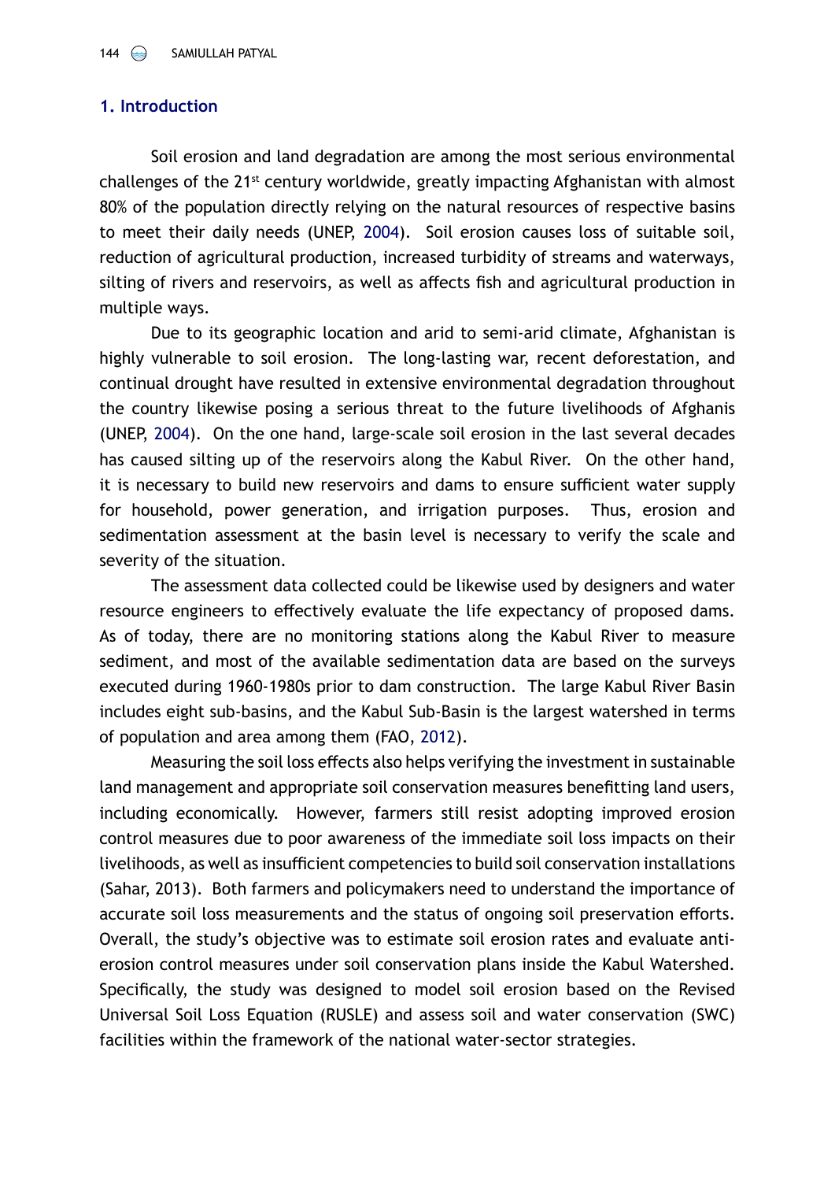## 1. Introduction

Soil erosion and land degradation are among the most serious environmental challenges of the 21st century worldwide, greatly impacting Afghanistan with almost 80% of the population directly relying on the natural resources of respective basins to meet their daily needs (UNEP, 2004). Soil erosion causes loss of suitable soil, reduction of agricultural production, increased turbidity of streams and waterways, silting of rivers and reservoirs, as well as affects fish and agricultural production in multiple ways.

Due to its geographic location and arid to semi-arid climate, Afghanistan is highly vulnerable to soil erosion. The long-lasting war, recent deforestation, and continual drought have resulted in extensive environmental degradation throughout the country likewise posing a serious threat to the future livelihoods of Afghanis (UNEP, 2004). On the one hand, large-scale soil erosion in the last several decades has caused silting up of the reservoirs along the Kabul River. On the other hand, it is necessary to build new reservoirs and dams to ensure sufficient water supply for household, power generation, and irrigation purposes. Thus, erosion and sedimentation assessment at the basin level is necessary to verify the scale and severity of the situation.

The assessment data collected could be likewise used by designers and water resource engineers to effectively evaluate the life expectancy of proposed dams. As of today, there are no monitoring stations along the Kabul River to measure sediment, and most of the available sedimentation data are based on the surveys executed during 1960-1980s prior to dam construction. The large Kabul River Basin includes eight sub-basins, and the Kabul Sub-Basin is the largest watershed in terms of population and area among them (FAO, 2012).

Measuring the soil loss effects also helps verifying the investment in sustainable land management and appropriate soil conservation measures benefitting land users, including economically. However, farmers still resist adopting improved erosion control measures due to poor awareness of the immediate soil loss impacts on their livelihoods, as well as insufficient competencies to build soil conservation installations (Sahar, 2013). Both farmers and policymakers need to understand the importance of accurate soil loss measurements and the status of ongoing soil preservation efforts. Overall, the study's objective was to estimate soil erosion rates and evaluate anti-erosion control measures under soil conservation plans inside the Kabul Watershed. Specifically, the study was designed to model soil erosion based on the Revised Universal Soil Loss Equation (RUSLE) and assess soil and water conservation (SWC) facilities within the framework of the national water-sector strategies.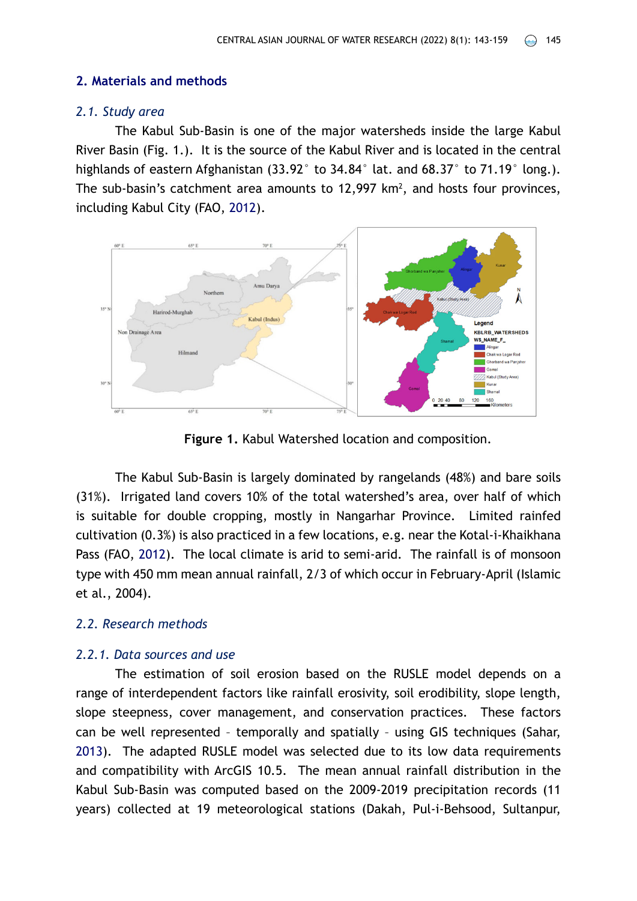## 2. Materials and methods

### *2.1. Study area*

The Kabul Sub-Basin is one of the major watersheds inside the large Kabul River Basin (Fig. 1.). It is the source of the Kabul River and is located in the central highlands of eastern Afghanistan (33.92° to 34.84° lat. and 68.37° to 71.19° long.). The sub-basin's catchment area amounts to 12,997 km$^2$, and hosts four provinces, including Kabul City (FAO, 2012).

**Figure 1.** Kabul Watershed location and composition.

The Kabul Sub-Basin is largely dominated by rangelands (48%) and bare soils (31%). Irrigated land covers 10% of the total watershed's area, over half of which is suitable for double cropping, mostly in Nangarhar Province. Limited rainfed cultivation (0.3%) is also practiced in a few locations, e.g. near the Kotal-i-Khaikhana Pass (FAO, 2012). The local climate is arid to semi-arid. The rainfall is of monsoon type with 450 mm mean annual rainfall, 2/3 of which occur in February-April (Islamic et al., 2004).

### *2.2. Research methods*

#### *2.2.1. Data sources and use*

The estimation of soil erosion based on the RUSLE model depends on a range of interdependent factors like rainfall erosivity, soil erodibility, slope length, slope steepness, cover management, and conservation practices. These factors can be well represented – temporally and spatially – using GIS techniques (Sahar, 2013). The adapted RUSLE model was selected due to its low data requirements and compatibility with ArcGIS 10.5. The mean annual rainfall distribution in the Kabul Sub-Basin was computed based on the 2009-2019 precipitation records (11 years) collected at 19 meteorological stations (Dakah, Pul-i-Behsood, Sultanpur,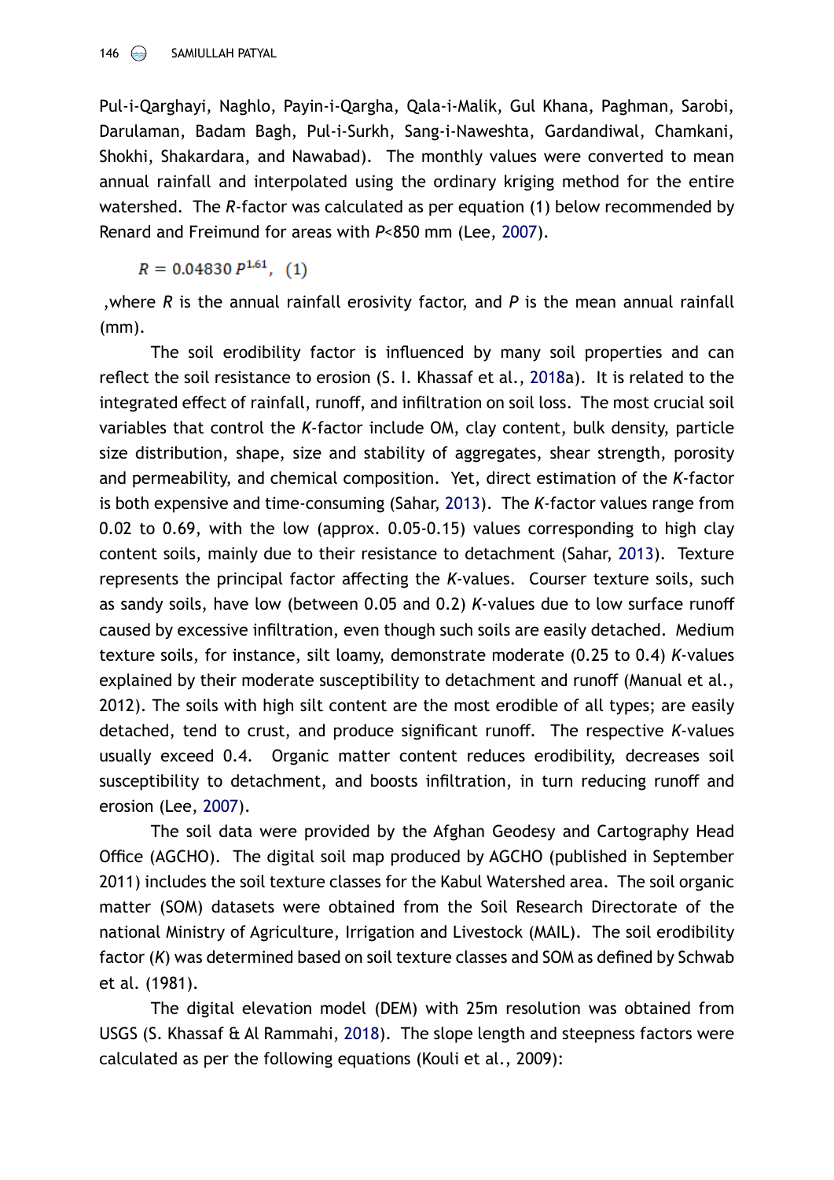Pul-i-Qarghayi, Naghlo, Payin-i-Qargha, Qala-i-Malik, Gul Khana, Paghman, Sarobi, Darulaman, Badam Bagh, Pul-i-Surkh, Sang-i-Naweshta, Gardandiwal, Chamkani, Shokhi, Shakardara, and Nawabad). The monthly values were converted to mean annual rainfall and interpolated using the ordinary kriging method for the entire watershed. The *R*-factor was calculated as per equation (1) below recommended by Renard and Freimund for areas with $P$<850 mm (Lee, 2007).

$$R = 0.04830\,P^{1.61}, \quad (1)$$

,where $R$ is the annual rainfall erosivity factor, and $P$ is the mean annual rainfall (mm).

The soil erodibility factor is influenced by many soil properties and can reflect the soil resistance to erosion (S. I. Khassaf et al., 2018a). It is related to the integrated effect of rainfall, runoff, and infiltration on soil loss. The most crucial soil variables that control the *K*-factor include OM, clay content, bulk density, particle size distribution, shape, size and stability of aggregates, shear strength, porosity and permeability, and chemical composition. Yet, direct estimation of the *K*-factor is both expensive and time-consuming (Sahar, 2013). The *K*-factor values range from 0.02 to 0.69, with the low (approx. 0.05-0.15) values corresponding to high clay content soils, mainly due to their resistance to detachment (Sahar, 2013). Texture represents the principal factor affecting the *K*-values. Courser texture soils, such as sandy soils, have low (between 0.05 and 0.2) *K*-values due to low surface runoff caused by excessive infiltration, even though such soils are easily detached. Medium texture soils, for instance, silt loamy, demonstrate moderate (0.25 to 0.4) *K*-values explained by their moderate susceptibility to detachment and runoff (Manual et al., 2012). The soils with high silt content are the most erodible of all types; are easily detached, tend to crust, and produce significant runoff. The respective *K*-values usually exceed 0.4. Organic matter content reduces erodibility, decreases soil susceptibility to detachment, and boosts infiltration, in turn reducing runoff and erosion (Lee, 2007).

The soil data were provided by the Afghan Geodesy and Cartography Head Office (AGCHO). The digital soil map produced by AGCHO (published in September 2011) includes the soil texture classes for the Kabul Watershed area. The soil organic matter (SOM) datasets were obtained from the Soil Research Directorate of the national Ministry of Agriculture, Irrigation and Livestock (MAIL). The soil erodibility factor ($K$) was determined based on soil texture classes and SOM as defined by Schwab et al. (1981).

The digital elevation model (DEM) with 25m resolution was obtained from USGS (S. Khassaf & Al Rammahi, 2018). The slope length and steepness factors were calculated as per the following equations (Kouli et al., 2009):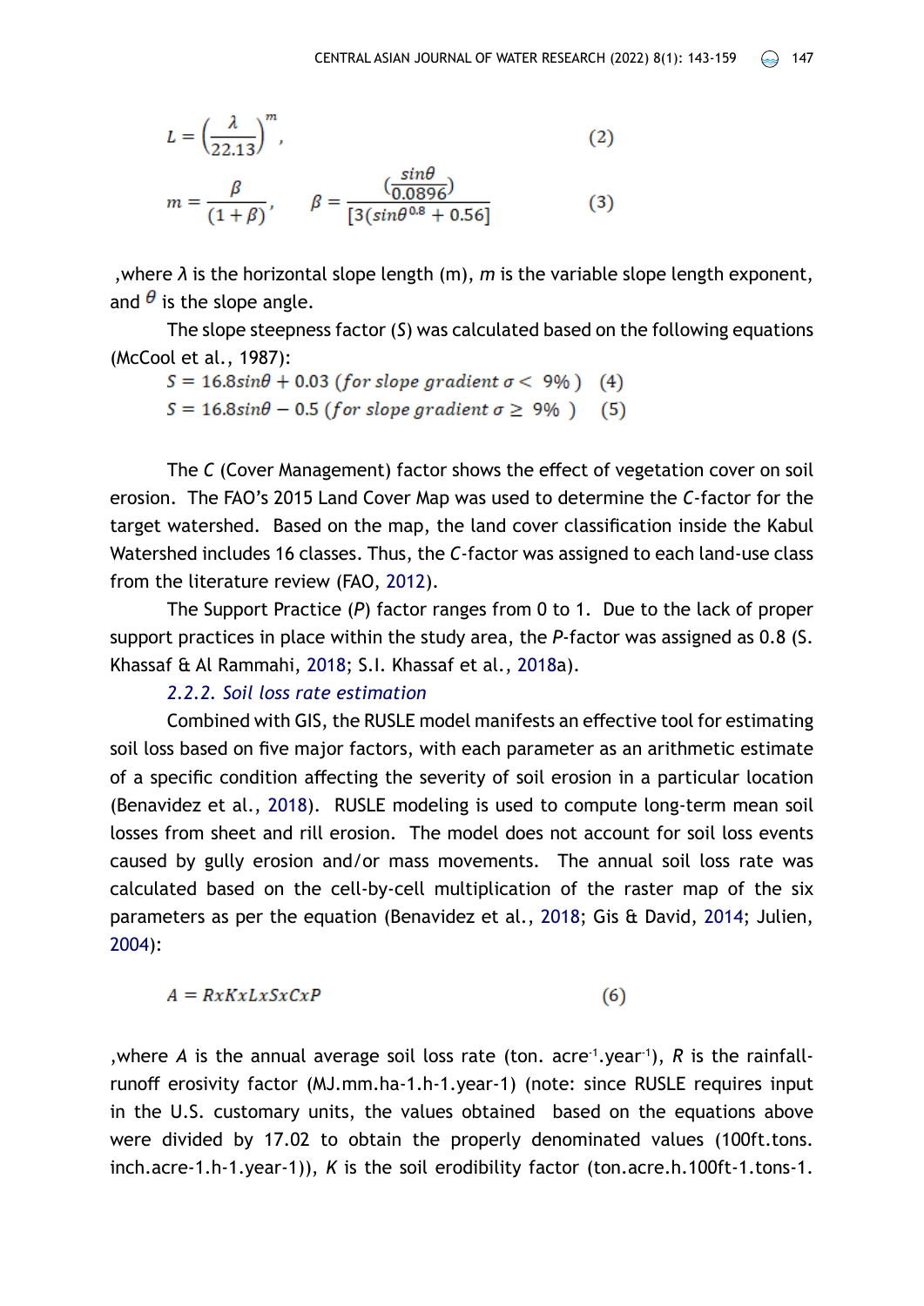$$L = \left(\frac{\lambda}{22.13}\right)^{m}, \tag{2}$$

$$m = \frac{\beta}{(1+\beta)}, \qquad \beta = \frac{\left(\frac{sin\theta}{0.0896}\right)}{[3(sin\theta^{0.8} + 0.56]} \tag{3}$$

,where $\lambda$ is the horizontal slope length (m), $m$ is the variable slope length exponent, and $\theta$ is the slope angle.

The slope steepness factor ($S$) was calculated based on the following equations (McCool et al., 1987):

$$S = 16.8sin\theta + 0.03 \ (for\ slope\ gradient\ \sigma < \ 9\%\ ) \quad (4)$$

$$S = 16.8sin\theta - 0.5 \ (for\ slope\ gradient\ \sigma \geq \ 9\%\ \ ) \quad (5)$$

The $C$ (Cover Management) factor shows the effect of vegetation cover on soil erosion. The FAO's 2015 Land Cover Map was used to determine the $C$-factor for the target watershed. Based on the map, the land cover classification inside the Kabul Watershed includes 16 classes. Thus, the $C$-factor was assigned to each land-use class from the literature review (FAO, 2012).

The Support Practice ($P$) factor ranges from 0 to 1. Due to the lack of proper support practices in place within the study area, the $P$-factor was assigned as 0.8 (S. Khassaf & Al Rammahi, 2018; S.I. Khassaf et al., 2018a).

### *2.2.2. Soil loss rate estimation*

Combined with GIS, the RUSLE model manifests an effective tool for estimating soil loss based on five major factors, with each parameter as an arithmetic estimate of a specific condition affecting the severity of soil erosion in a particular location (Benavidez et al., 2018). RUSLE modeling is used to compute long-term mean soil losses from sheet and rill erosion. The model does not account for soil loss events caused by gully erosion and/or mass movements. The annual soil loss rate was calculated based on the cell-by-cell multiplication of the raster map of the six parameters as per the equation (Benavidez et al., 2018; Gis & David, 2014; Julien, 2004):

$$A = RxKxLxSxCxP \tag{6}$$

,where $A$ is the annual average soil loss rate (ton. acre$^{-1}$.year$^{-1}$), $R$ is the rainfall-runoff erosivity factor (MJ.mm.ha-1.h-1.year-1) (note: since RUSLE requires input in the U.S. customary units, the values obtained based on the equations above were divided by 17.02 to obtain the properly denominated values (100ft.tons. inch.acre-1.h-1.year-1)), $K$ is the soil erodibility factor (ton.acre.h.100ft-1.tons-1.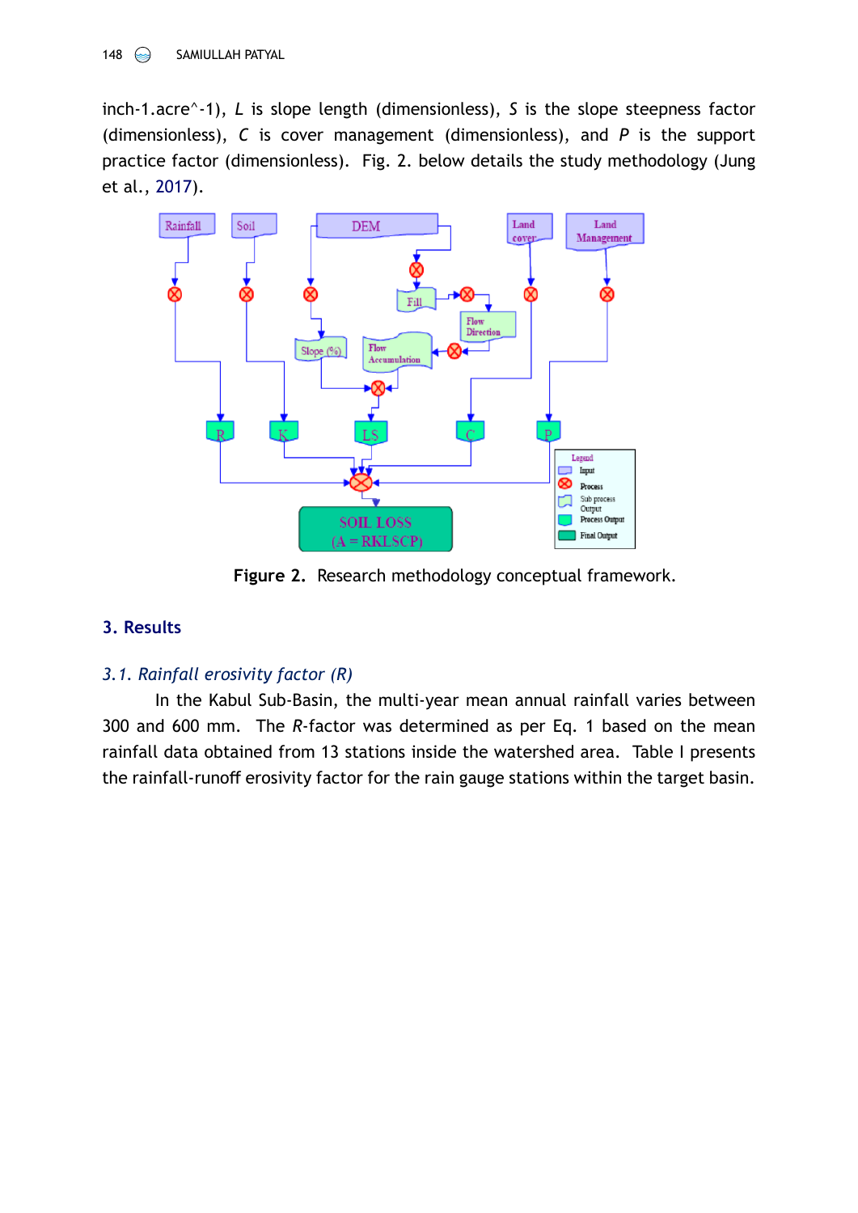inch-1.acre^-1), $L$ is slope length (dimensionless), $S$ is the slope steepness factor (dimensionless), $C$ is cover management (dimensionless), and $P$ is the support practice factor (dimensionless). Fig. 2. below details the study methodology (Jung et al., 2017).

**Figure 2.** Research methodology conceptual framework.

## 3. Results

### *3.1. Rainfall erosivity factor (R)*

In the Kabul Sub-Basin, the multi-year mean annual rainfall varies between 300 and 600 mm. The $R$-factor was determined as per Eq. 1 based on the mean rainfall data obtained from 13 stations inside the watershed area. Table I presents the rainfall-runoff erosivity factor for the rain gauge stations within the target basin.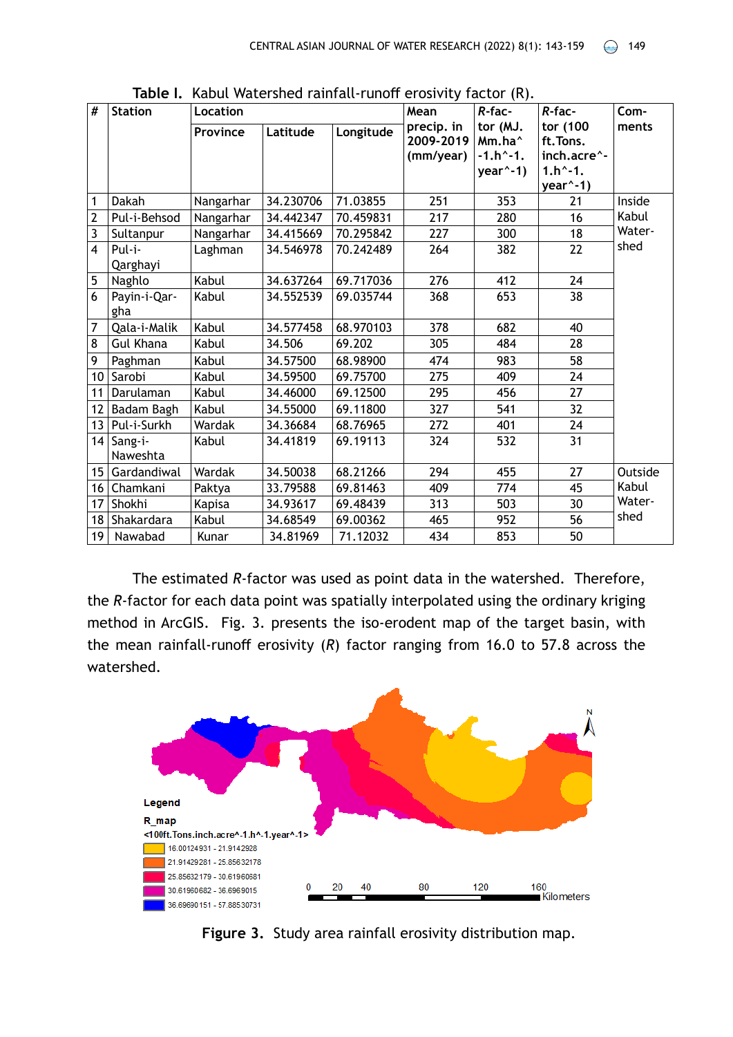**Table I.** Kabul Watershed rainfall-runoff erosivity factor (R).

| # | Station | Location | | | Mean precip. in 2009-2019 (mm/year) | *R*-factor (MJ. Mm.ha^-1.h^-1. year^-1) | *R*-factor (100 ft.Tons. inch.acre^-1.h^-1. year^-1) | Comments |
|---|---|---|---|---|---|---|---|---|
| | | Province | Latitude | Longitude | | | | |
| 1 | Dakah | Nangarhar | 34.230706 | 71.03855 | 251 | 353 | 21 | Inside Kabul Watershed |
| 2 | Pul-i-Behsod | Nangarhar | 34.442347 | 70.459831 | 217 | 280 | 16 | |
| 3 | Sultanpur | Nangarhar | 34.415669 | 70.295842 | 227 | 300 | 18 | |
| 4 | Pul-i-Qarghayi | Laghman | 34.546978 | 70.242489 | 264 | 382 | 22 | |
| 5 | Naghlo | Kabul | 34.637264 | 69.717036 | 276 | 412 | 24 | |
| 6 | Payin-i-Qargha | Kabul | 34.552539 | 69.035744 | 368 | 653 | 38 | |
| 7 | Qala-i-Malik | Kabul | 34.577458 | 68.970103 | 378 | 682 | 40 | |
| 8 | Gul Khana | Kabul | 34.506 | 69.202 | 305 | 484 | 28 | |
| 9 | Paghman | Kabul | 34.57500 | 68.98900 | 474 | 983 | 58 | |
| 10 | Sarobi | Kabul | 34.59500 | 69.75700 | 275 | 409 | 24 | |
| 11 | Darulaman | Kabul | 34.46000 | 69.12500 | 295 | 456 | 27 | |
| 12 | Badam Bagh | Kabul | 34.55000 | 69.11800 | 327 | 541 | 32 | |
| 13 | Pul-i-Surkh | Wardak | 34.36684 | 68.76965 | 272 | 401 | 24 | |
| 14 | Sang-i-Naweshta | Kabul | 34.41819 | 69.19113 | 324 | 532 | 31 | |
| 15 | Gardandiwal | Wardak | 34.50038 | 68.21266 | 294 | 455 | 27 | Outside Kabul Watershed |
| 16 | Chamkani | Paktya | 33.79588 | 69.81463 | 409 | 774 | 45 | |
| 17 | Shokhi | Kapisa | 34.93617 | 69.48439 | 313 | 503 | 30 | |
| 18 | Shakardara | Kabul | 34.68549 | 69.00362 | 465 | 952 | 56 | |
| 19 | Nawabad | Kunar | 34.81969 | 71.12032 | 434 | 853 | 50 | |

The estimated *R*-factor was used as point data in the watershed. Therefore, the *R*-factor for each data point was spatially interpolated using the ordinary kriging method in ArcGIS. Fig. 3. presents the iso-erodent map of the target basin, with the mean rainfall-runoff erosivity (*R*) factor ranging from 16.0 to 57.8 across the watershed.

**Figure 3.** Study area rainfall erosivity distribution map.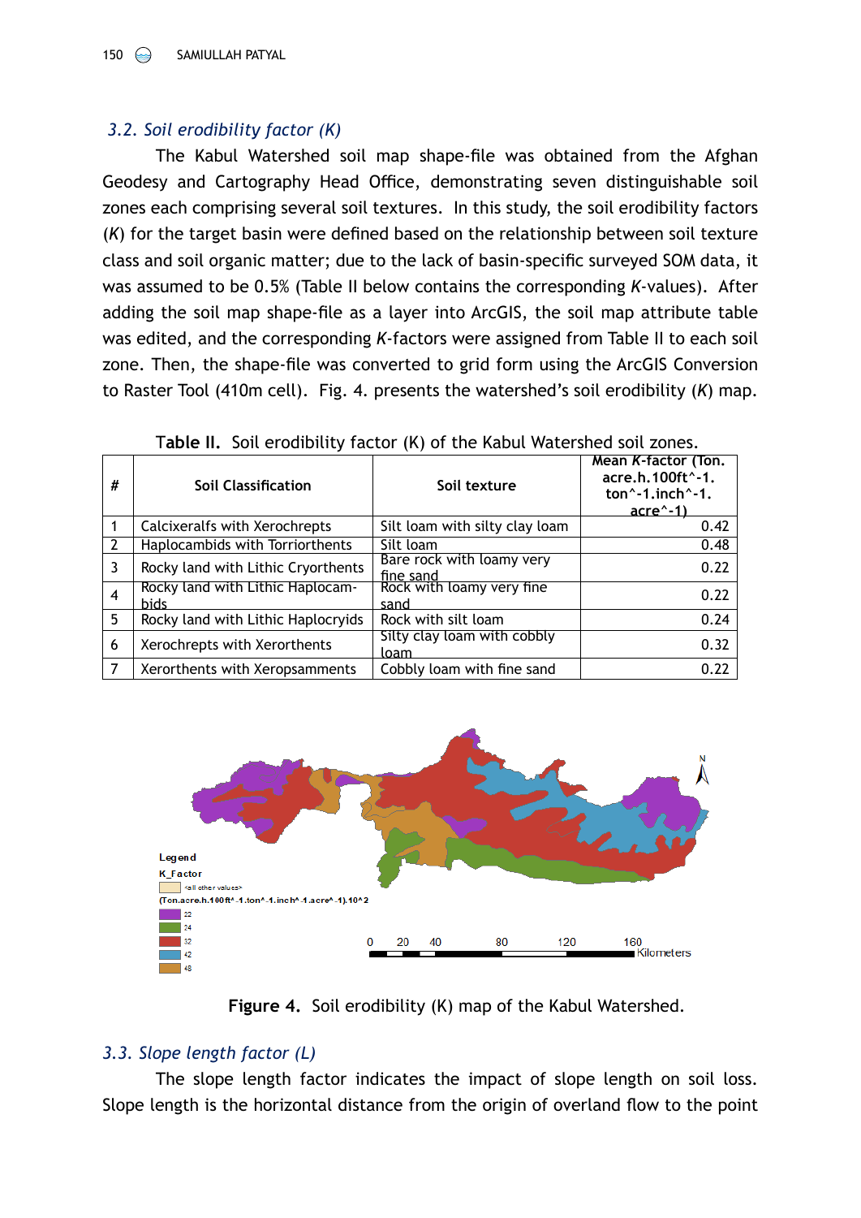### 3.2. Soil erodibility factor (K)

The Kabul Watershed soil map shape-file was obtained from the Afghan Geodesy and Cartography Head Office, demonstrating seven distinguishable soil zones each comprising several soil textures. In this study, the soil erodibility factors (*K*) for the target basin were defined based on the relationship between soil texture class and soil organic matter; due to the lack of basin-specific surveyed SOM data, it was assumed to be 0.5% (Table II below contains the corresponding *K*-values). After adding the soil map shape-file as a layer into ArcGIS, the soil map attribute table was edited, and the corresponding *K*-factors were assigned from Table II to each soil zone. Then, the shape-file was converted to grid form using the ArcGIS Conversion to Raster Tool (410m cell). Fig. 4. presents the watershed's soil erodibility (*K*) map.

**Table II.** Soil erodibility factor (K) of the Kabul Watershed soil zones.

| # | Soil Classification | Soil texture | Mean *K*-factor (Ton. acre.h.100ft^-1. ton^-1.inch^-1. acre^-1) |
|---|---|---|---|
| 1 | Calcixeralfs with Xerochrepts | Silt loam with silty clay loam | 0.42 |
| 2 | Haplocambids with Torriorthents | Silt loam | 0.48 |
| 3 | Rocky land with Lithic Cryorthents | Bare rock with loamy very fine sand | 0.22 |
| 4 | Rocky land with Lithic Haplocambids | Rock with loamy very fine sand | 0.22 |
| 5 | Rocky land with Lithic Haplocryids | Rock with silt loam | 0.24 |
| 6 | Xerochrepts with Xerorthents | Silty clay loam with cobbly loam | 0.32 |
| 7 | Xerorthents with Xeropsamments | Cobbly loam with fine sand | 0.22 |

Legend
K_Factor
<all other values>
(Ton.acre.h.100ft^-1.ton^-1.inch^-1.acre^-1).10^2
22
24
32
42
48

0 20 40 80 120 160 Kilometers

**Figure 4.** Soil erodibility (K) map of the Kabul Watershed.

### 3.3. Slope length factor (L)

The slope length factor indicates the impact of slope length on soil loss. Slope length is the horizontal distance from the origin of overland flow to the point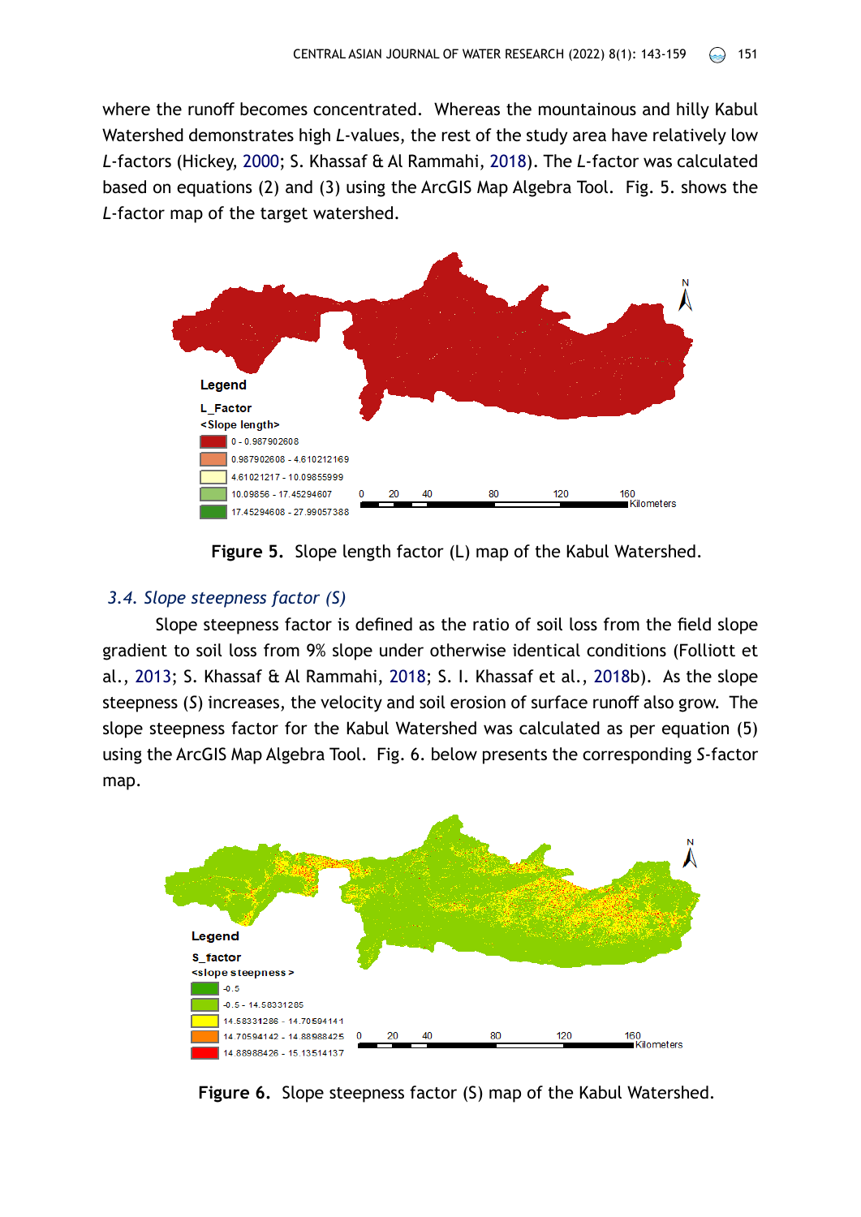where the runoff becomes concentrated. Whereas the mountainous and hilly Kabul Watershed demonstrates high *L*-values, the rest of the study area have relatively low *L*-factors (Hickey, 2000; S. Khassaf & Al Rammahi, 2018). The *L*-factor was calculated based on equations (2) and (3) using the ArcGIS Map Algebra Tool. Fig. 5. shows the *L*-factor map of the target watershed.

**Figure 5.** Slope length factor (L) map of the Kabul Watershed.

## *3.4. Slope steepness factor (S)*

Slope steepness factor is defined as the ratio of soil loss from the field slope gradient to soil loss from 9% slope under otherwise identical conditions (Folliott et al., 2013; S. Khassaf & Al Rammahi, 2018; S. I. Khassaf et al., 2018b). As the slope steepness (*S*) increases, the velocity and soil erosion of surface runoff also grow. The slope steepness factor for the Kabul Watershed was calculated as per equation (5) using the ArcGIS Map Algebra Tool. Fig. 6. below presents the corresponding *S*-factor map.

**Figure 6.** Slope steepness factor (S) map of the Kabul Watershed.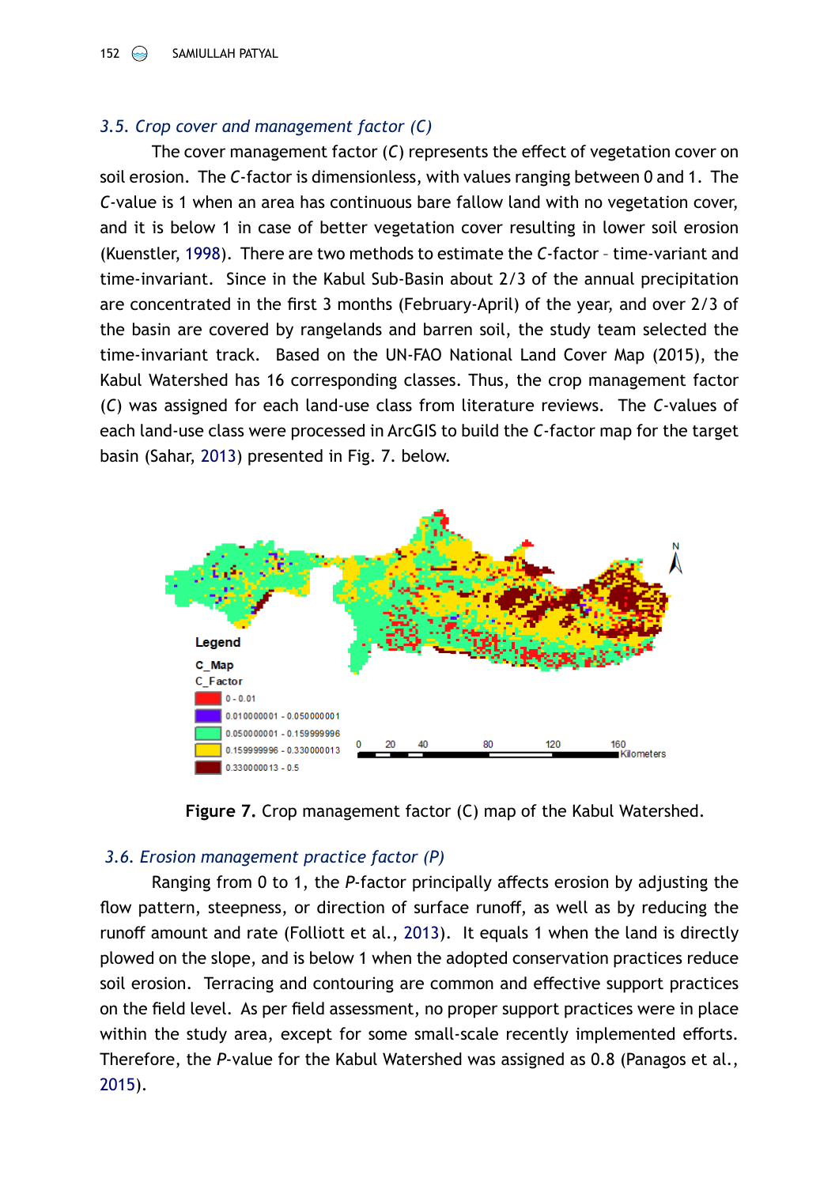### 3.5. Crop cover and management factor (C)

The cover management factor (*C*) represents the effect of vegetation cover on soil erosion. The *C*-factor is dimensionless, with values ranging between 0 and 1. The *C*-value is 1 when an area has continuous bare fallow land with no vegetation cover, and it is below 1 in case of better vegetation cover resulting in lower soil erosion (Kuenstler, 1998). There are two methods to estimate the *C*-factor – time-variant and time-invariant. Since in the Kabul Sub-Basin about 2/3 of the annual precipitation are concentrated in the first 3 months (February-April) of the year, and over 2/3 of the basin are covered by rangelands and barren soil, the study team selected the time-invariant track. Based on the UN-FAO National Land Cover Map (2015), the Kabul Watershed has 16 corresponding classes. Thus, the crop management factor (*C*) was assigned for each land-use class from literature reviews. The *C*-values of each land-use class were processed in ArcGIS to build the *C*-factor map for the target basin (Sahar, 2013) presented in Fig. 7. below.

**Figure 7.** Crop management factor (C) map of the Kabul Watershed.

### 3.6. Erosion management practice factor (P)

Ranging from 0 to 1, the *P*-factor principally affects erosion by adjusting the flow pattern, steepness, or direction of surface runoff, as well as by reducing the runoff amount and rate (Folliott et al., 2013). It equals 1 when the land is directly plowed on the slope, and is below 1 when the adopted conservation practices reduce soil erosion. Terracing and contouring are common and effective support practices on the field level. As per field assessment, no proper support practices were in place within the study area, except for some small-scale recently implemented efforts. Therefore, the *P*-value for the Kabul Watershed was assigned as 0.8 (Panagos et al., 2015).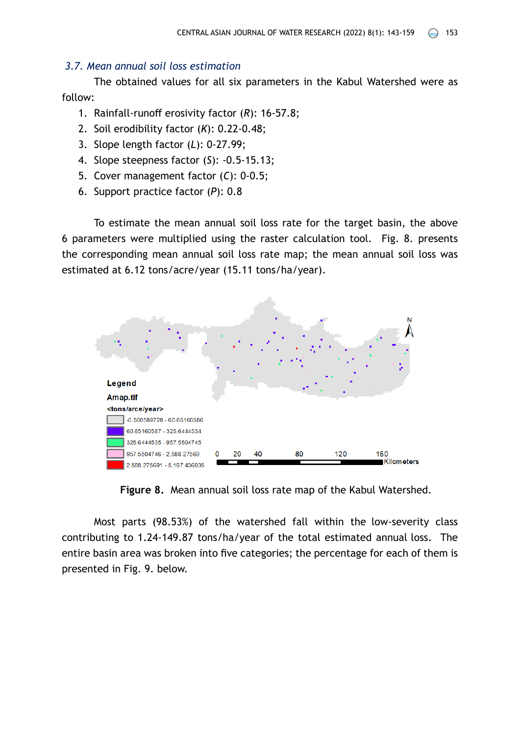### *3.7. Mean annual soil loss estimation*

The obtained values for all six parameters in the Kabul Watershed were as follow:

1. Rainfall-runoff erosivity factor (*R*): 16-57.8;
2. Soil erodibility factor (*K*): 0.22-0.48;
3. Slope length factor (*L*): 0-27.99;
4. Slope steepness factor (*S*): -0.5-15.13;
5. Cover management factor (*C*): 0-0.5;
6. Support practice factor (*P*): 0.8

To estimate the mean annual soil loss rate for the target basin, the above 6 parameters were multiplied using the raster calculation tool. Fig. 8. presents the corresponding mean annual soil loss rate map; the mean annual soil loss was estimated at 6.12 tons/acre/year (15.11 tons/ha/year).

Legend

Amap.tif

<tons/arce/year>

- -0.500589728 - 60.65160586
- 60.65160587 - 325.6444534
- 325.6444535 - 957.5504745
- 957.5504746 - 2,588.27569
- 2,588.275691 - 5,197.436035

0 20 40 80 120 160 Kilometers

**Figure 8.** Mean annual soil loss rate map of the Kabul Watershed.

Most parts (98.53%) of the watershed fall within the low-severity class contributing to 1.24-149.87 tons/ha/year of the total estimated annual loss. The entire basin area was broken into five categories; the percentage for each of them is presented in Fig. 9. below.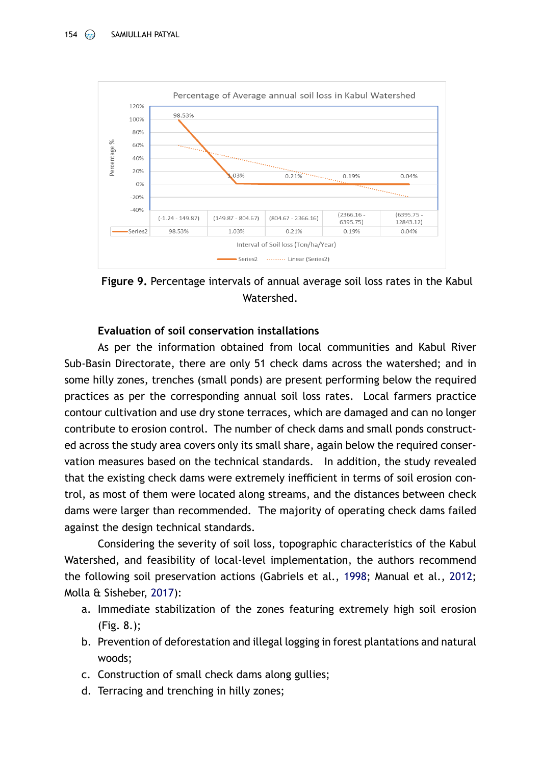| Series2 | (-1.24 - 149.87) | (149.87 - 804.67) | (804.67 - 2366.16) | (2366.16 - 6395.75) | (6395.75 - 12843.12) |
|---|---|---|---|---|---|
| Series2 | 98.53% | 1.03% | 0.21% | 0.19% | 0.04% |

**Figure 9.** Percentage intervals of annual average soil loss rates in the Kabul Watershed.

**Evaluation of soil conservation installations**

As per the information obtained from local communities and Kabul River Sub-Basin Directorate, there are only 51 check dams across the watershed; and in some hilly zones, trenches (small ponds) are present performing below the required practices as per the corresponding annual soil loss rates. Local farmers practice contour cultivation and use dry stone terraces, which are damaged and can no longer contribute to erosion control. The number of check dams and small ponds constructed across the study area covers only its small share, again below the required conservation measures based on the technical standards. In addition, the study revealed that the existing check dams were extremely inefficient in terms of soil erosion control, as most of them were located along streams, and the distances between check dams were larger than recommended. The majority of operating check dams failed against the design technical standards.

Considering the severity of soil loss, topographic characteristics of the Kabul Watershed, and feasibility of local-level implementation, the authors recommend the following soil preservation actions (Gabriels et al., 1998; Manual et al., 2012; Molla & Sisheber, 2017):

a. Immediate stabilization of the zones featuring extremely high soil erosion (Fig. 8.);
b. Prevention of deforestation and illegal logging in forest plantations and natural woods;
c. Construction of small check dams along gullies;
d. Terracing and trenching in hilly zones;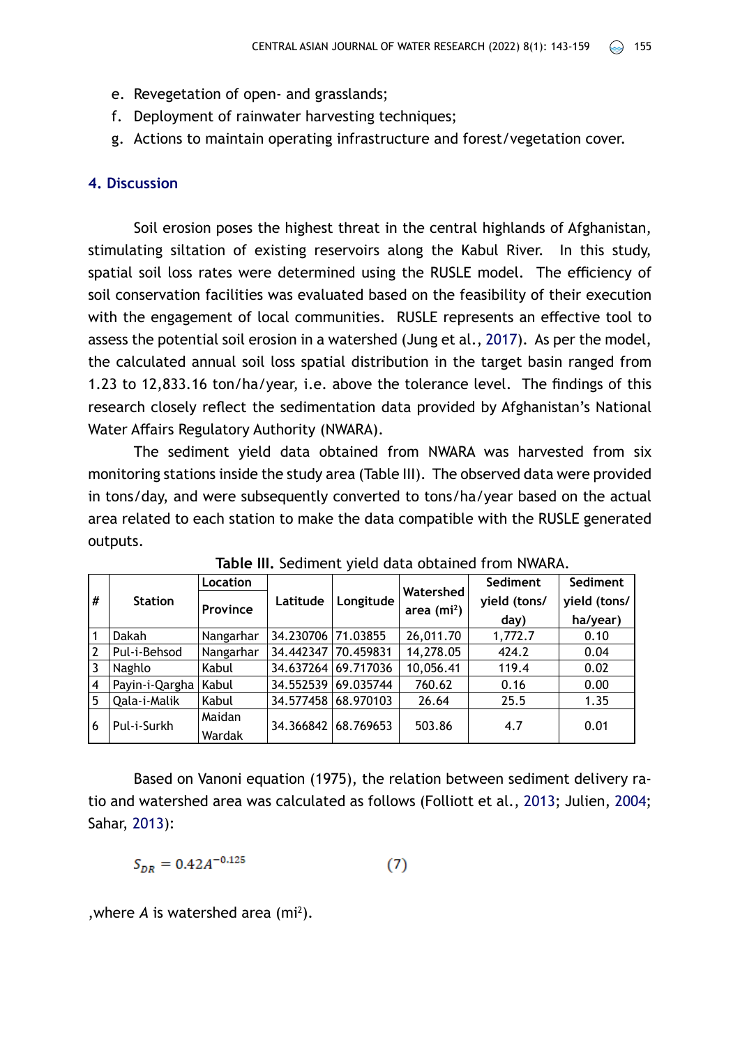e. Revegetation of open- and grasslands;
f. Deployment of rainwater harvesting techniques;
g. Actions to maintain operating infrastructure and forest/vegetation cover.

## 4. Discussion

Soil erosion poses the highest threat in the central highlands of Afghanistan, stimulating siltation of existing reservoirs along the Kabul River. In this study, spatial soil loss rates were determined using the RUSLE model. The efficiency of soil conservation facilities was evaluated based on the feasibility of their execution with the engagement of local communities. RUSLE represents an effective tool to assess the potential soil erosion in a watershed (Jung et al., 2017). As per the model, the calculated annual soil loss spatial distribution in the target basin ranged from 1.23 to 12,833.16 ton/ha/year, i.e. above the tolerance level. The findings of this research closely reflect the sedimentation data provided by Afghanistan's National Water Affairs Regulatory Authority (NWARA).

The sediment yield data obtained from NWARA was harvested from six monitoring stations inside the study area (Table III). The observed data were provided in tons/day, and were subsequently converted to tons/ha/year based on the actual area related to each station to make the data compatible with the RUSLE generated outputs.

**Table III.** Sediment yield data obtained from NWARA.

| # | Station | Location | Latitude | Longitude | Watershed area ($mi^2$) | Sediment yield (tons/day) | Sediment yield (tons/ha/year) |
|---|---|---|---|---|---|---|---|
| | | Province | | | | | |
| 1 | Dakah | Nangarhar | 34.230706 | 71.03855 | 26,011.70 | 1,772.7 | 0.10 |
| 2 | Pul-i-Behsod | Nangarhar | 34.442347 | 70.459831 | 14,278.05 | 424.2 | 0.04 |
| 3 | Naghlo | Kabul | 34.637264 | 69.717036 | 10,056.41 | 119.4 | 0.02 |
| 4 | Payin-i-Qargha | Kabul | 34.552539 | 69.035744 | 760.62 | 0.16 | 0.00 |
| 5 | Qala-i-Malik | Kabul | 34.577458 | 68.970103 | 26.64 | 25.5 | 1.35 |
| 6 | Pul-i-Surkh | Maidan Wardak | 34.366842 | 68.769653 | 503.86 | 4.7 | 0.01 |

Based on Vanoni equation (1975), the relation between sediment delivery ratio and watershed area was calculated as follows (Folliott et al., 2013; Julien, 2004; Sahar, 2013):

$$S_{DR} = 0.42A^{-0.125} \tag{7}$$

,where $A$ is watershed area ($mi^2$).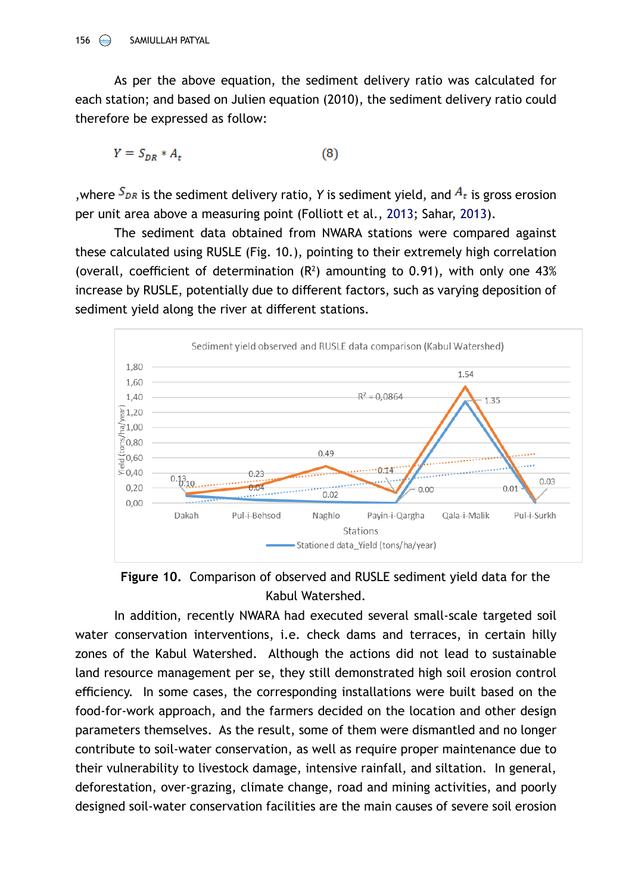As per the above equation, the sediment delivery ratio was calculated for each station; and based on Julien equation (2010), the sediment delivery ratio could therefore be expressed as follow:

$$Y = S_{DR} * A_t \quad (8)$$

,where $S_{DR}$ is the sediment delivery ratio, $Y$ is sediment yield, and $A_t$ is gross erosion per unit area above a measuring point (Folliott et al., 2013; Sahar, 2013).

The sediment data obtained from NWARA stations were compared against these calculated using RUSLE (Fig. 10.), pointing to their extremely high correlation (overall, coefficient of determination ($R^2$) amounting to 0.91), with only one 43% increase by RUSLE, potentially due to different factors, such as varying deposition of sediment yield along the river at different stations.

**Figure 10.** Comparison of observed and RUSLE sediment yield data for the Kabul Watershed.

In addition, recently NWARA had executed several small-scale targeted soil water conservation interventions, i.e. check dams and terraces, in certain hilly zones of the Kabul Watershed. Although the actions did not lead to sustainable land resource management per se, they still demonstrated high soil erosion control efficiency. In some cases, the corresponding installations were built based on the food-for-work approach, and the farmers decided on the location and other design parameters themselves. As the result, some of them were dismantled and no longer contribute to soil-water conservation, as well as require proper maintenance due to their vulnerability to livestock damage, intensive rainfall, and siltation. In general, deforestation, over-grazing, climate change, road and mining activities, and poorly designed soil-water conservation facilities are the main causes of severe soil erosion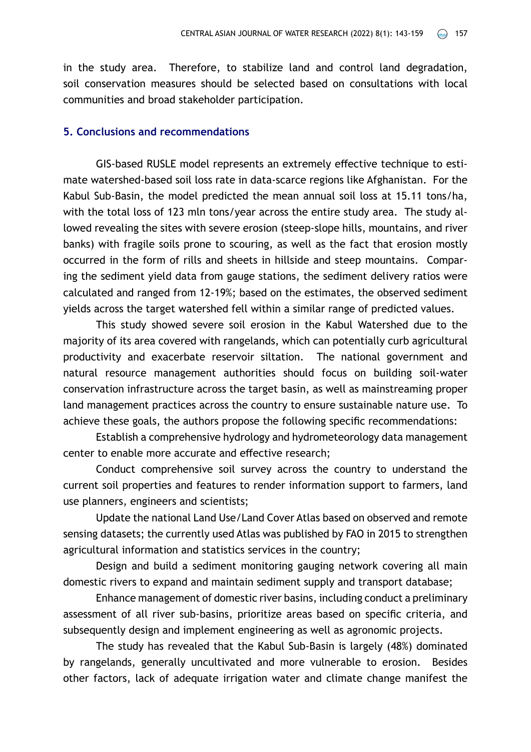in the study area. Therefore, to stabilize land and control land degradation, soil conservation measures should be selected based on consultations with local communities and broad stakeholder participation.

## 5. Conclusions and recommendations

GIS-based RUSLE model represents an extremely effective technique to estimate watershed-based soil loss rate in data-scarce regions like Afghanistan. For the Kabul Sub-Basin, the model predicted the mean annual soil loss at 15.11 tons/ha, with the total loss of 123 mln tons/year across the entire study area. The study allowed revealing the sites with severe erosion (steep-slope hills, mountains, and river banks) with fragile soils prone to scouring, as well as the fact that erosion mostly occurred in the form of rills and sheets in hillside and steep mountains. Comparing the sediment yield data from gauge stations, the sediment delivery ratios were calculated and ranged from 12-19%; based on the estimates, the observed sediment yields across the target watershed fell within a similar range of predicted values.

This study showed severe soil erosion in the Kabul Watershed due to the majority of its area covered with rangelands, which can potentially curb agricultural productivity and exacerbate reservoir siltation. The national government and natural resource management authorities should focus on building soil-water conservation infrastructure across the target basin, as well as mainstreaming proper land management practices across the country to ensure sustainable nature use. To achieve these goals, the authors propose the following specific recommendations:

Establish a comprehensive hydrology and hydrometeorology data management center to enable more accurate and effective research;

Conduct comprehensive soil survey across the country to understand the current soil properties and features to render information support to farmers, land use planners, engineers and scientists;

Update the national Land Use/Land Cover Atlas based on observed and remote sensing datasets; the currently used Atlas was published by FAO in 2015 to strengthen agricultural information and statistics services in the country;

Design and build a sediment monitoring gauging network covering all main domestic rivers to expand and maintain sediment supply and transport database;

Enhance management of domestic river basins, including conduct a preliminary assessment of all river sub-basins, prioritize areas based on specific criteria, and subsequently design and implement engineering as well as agronomic projects.

The study has revealed that the Kabul Sub-Basin is largely (48%) dominated by rangelands, generally uncultivated and more vulnerable to erosion. Besides other factors, lack of adequate irrigation water and climate change manifest the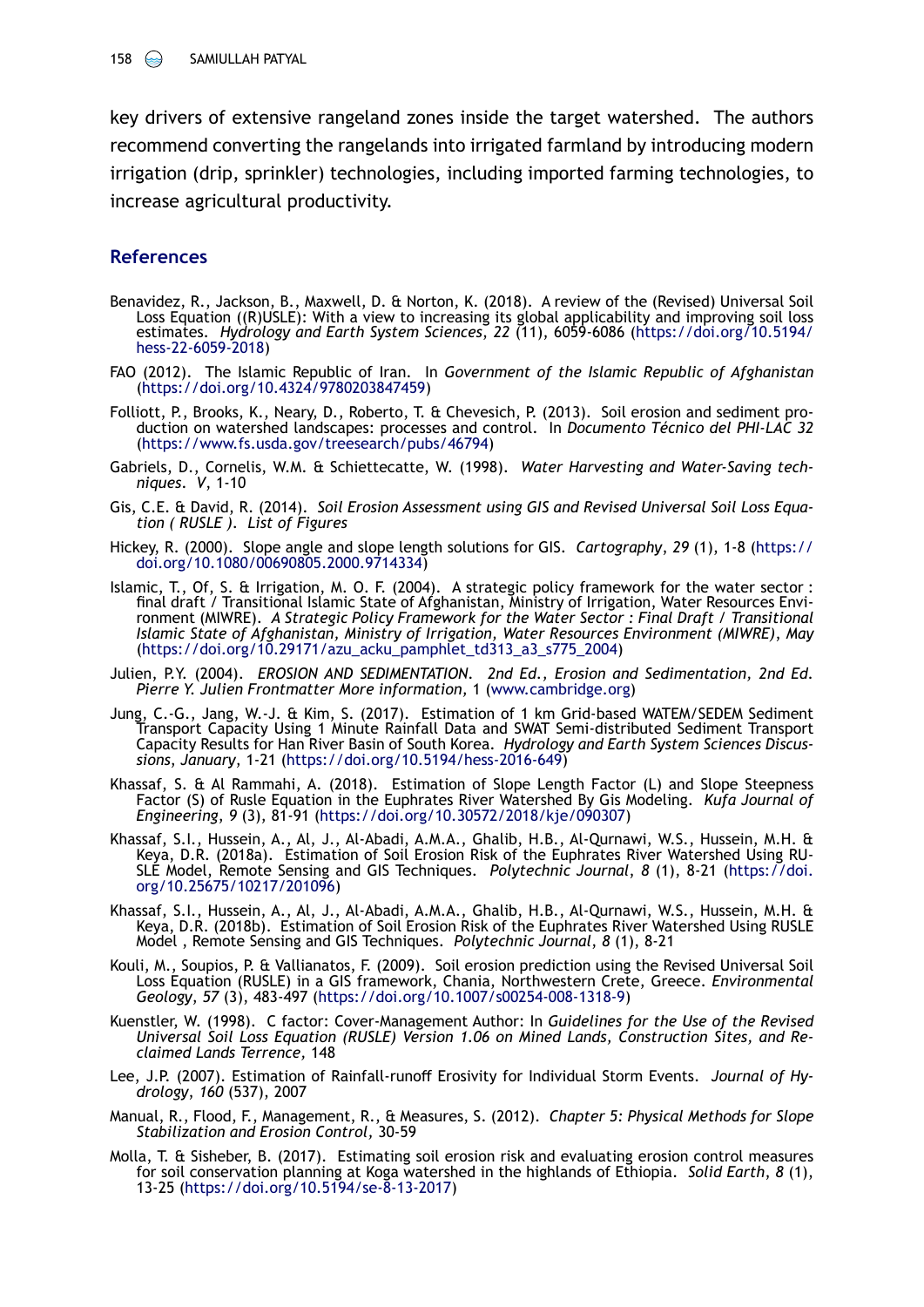key drivers of extensive rangeland zones inside the target watershed. The authors recommend converting the rangelands into irrigated farmland by introducing modern irrigation (drip, sprinkler) technologies, including imported farming technologies, to increase agricultural productivity.

## References

Benavidez, R., Jackson, B., Maxwell, D. & Norton, K. (2018). A review of the (Revised) Universal Soil Loss Equation ((R)USLE): With a view to increasing its global applicability and improving soil loss estimates. *Hydrology and Earth System Sciences*, *22* (11), 6059-6086 (https://doi.org/10.5194/hess-22-6059-2018)

FAO (2012). The Islamic Republic of Iran. In *Government of the Islamic Republic of Afghanistan* (https://doi.org/10.4324/9780203847459)

Folliott, P., Brooks, K., Neary, D., Roberto, T. & Chevesich, P. (2013). Soil erosion and sediment production on watershed landscapes: processes and control. In *Documento Técnico del PHI-LAC 32* (https://www.fs.usda.gov/treesearch/pubs/46794)

Gabriels, D., Cornelis, W.M. & Schiettecatte, W. (1998). *Water Harvesting and Water-Saving techniques*. *V*, 1-10

Gis, C.E. & David, R. (2014). *Soil Erosion Assessment using GIS and Revised Universal Soil Loss Equation ( RUSLE )*. *List of Figures*

Hickey, R. (2000). Slope angle and slope length solutions for GIS. *Cartography*, *29* (1), 1-8 (https://doi.org/10.1080/00690805.2000.9714334)

Islamic, T., Of, S. & Irrigation, M. O. F. (2004). A strategic policy framework for the water sector : final draft / Transitional Islamic State of Afghanistan, Ministry of Irrigation, Water Resources Environment (MIWRE). *A Strategic Policy Framework for the Water Sector : Final Draft / Transitional Islamic State of Afghanistan, Ministry of Irrigation, Water Resources Environment (MIWRE)*, *May* (https://doi.org/10.29171/azu_acku_pamphlet_td313_a3_s775_2004)

Julien, P.Y. (2004). *EROSION AND SEDIMENTATION*. *2nd Ed., Erosion and Sedimentation, 2nd Ed. Pierre Y. Julien Frontmatter More information*, 1 (www.cambridge.org)

Jung, C.-G., Jang, W.-J. & Kim, S. (2017). Estimation of 1 km Grid-based WATEM/SEDEM Sediment Transport Capacity Using 1 Minute Rainfall Data and SWAT Semi-distributed Sediment Transport Capacity Results for Han River Basin of South Korea. *Hydrology and Earth System Sciences Discussions*, *January*, 1-21 (https://doi.org/10.5194/hess-2016-649)

Khassaf, S. & Al Rammahi, A. (2018). Estimation of Slope Length Factor (L) and Slope Steepness Factor (S) of Rusle Equation in the Euphrates River Watershed By Gis Modeling. *Kufa Journal of Engineering*, *9* (3), 81-91 (https://doi.org/10.30572/2018/kje/090307)

Khassaf, S.I., Hussein, A., Al, J., Al-Abadi, A.M.A., Ghalib, H.B., Al-Qurnawi, W.S., Hussein, M.H. & Keya, D.R. (2018a). Estimation of Soil Erosion Risk of the Euphrates River Watershed Using RUSLE Model, Remote Sensing and GIS Techniques. *Polytechnic Journal*, *8* (1), 8-21 (https://doi.org/10.25675/10217/201096)

Khassaf, S.I., Hussein, A., Al, J., Al-Abadi, A.M.A., Ghalib, H.B., Al-Qurnawi, W.S., Hussein, M.H. & Keya, D.R. (2018b). Estimation of Soil Erosion Risk of the Euphrates River Watershed Using RUSLE Model , Remote Sensing and GIS Techniques. *Polytechnic Journal*, *8* (1), 8-21

Kouli, M., Soupios, P. & Vallianatos, F. (2009). Soil erosion prediction using the Revised Universal Soil Loss Equation (RUSLE) in a GIS framework, Chania, Northwestern Crete, Greece. *Environmental Geology*, *57* (3), 483-497 (https://doi.org/10.1007/s00254-008-1318-9)

Kuenstler, W. (1998). C factor: Cover-Management Author: In *Guidelines for the Use of the Revised Universal Soil Loss Equation (RUSLE) Version 1.06 on Mined Lands, Construction Sites, and Reclaimed Lands Terrence,* 148

Lee, J.P. (2007). Estimation of Rainfall-runoff Erosivity for Individual Storm Events. *Journal of Hydrology*, *160* (537), 2007

Manual, R., Flood, F., Management, R., & Measures, S. (2012). *Chapter 5: Physical Methods for Slope Stabilization and Erosion Control,* 30-59

Molla, T. & Sisheber, B. (2017). Estimating soil erosion risk and evaluating erosion control measures for soil conservation planning at Koga watershed in the highlands of Ethiopia. *Solid Earth*, *8* (1), 13-25 (https://doi.org/10.5194/se-8-13-2017)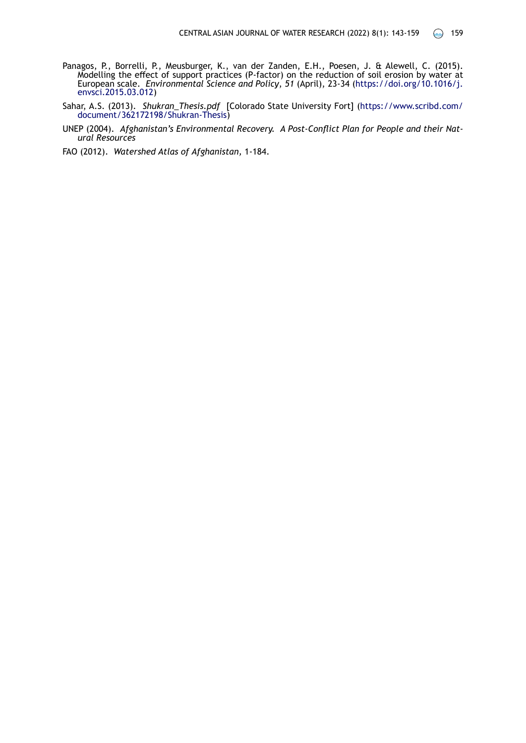Panagos, P., Borrelli, P., Meusburger, K., van der Zanden, E.H., Poesen, J. & Alewell, C. (2015). Modelling the effect of support practices (P-factor) on the reduction of soil erosion by water at European scale. *Environmental Science and Policy*, *51* (April), 23-34 (https://doi.org/10.1016/j.envsci.2015.03.012)

Sahar, A.S. (2013). *Shukran_Thesis.pdf* [Colorado State University Fort] (https://www.scribd.com/document/362172198/Shukran-Thesis)

UNEP (2004). *Afghanistan's Environmental Recovery. A Post-Conflict Plan for People and their Natural Resources*

FAO (2012). *Watershed Atlas of Afghanistan*, 1-184.